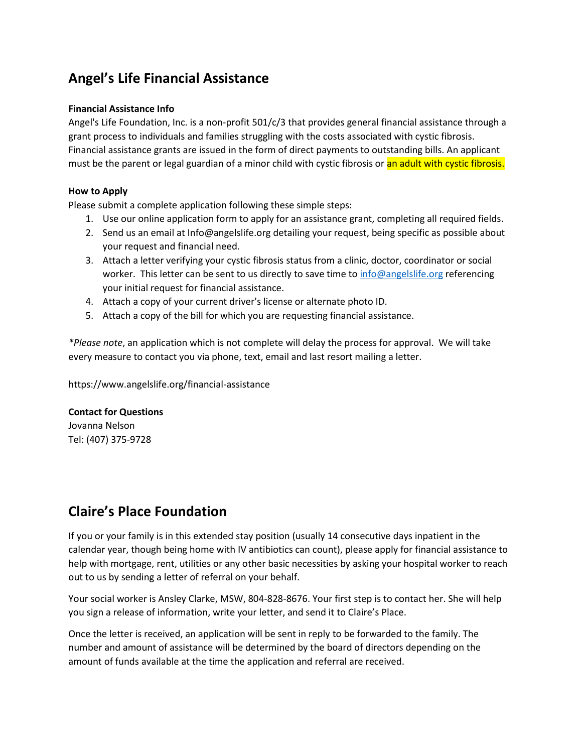## Angel's Life Financial Assistance

**Financial Assistance Info**

Angel's Life Foundation, Inc. is a non-profit 501/c/3 that provides general financial assistance through a grant process to individuals and families struggling with the costs associated with cystic fibrosis. Financial assistance grants are issued in the form of direct payments to outstanding bills. An applicant must be the parent or legal guardian of a minor child with cystic fibrosis or an adult with cystic fibrosis.

**How to Apply**

Please submit a complete application following these simple steps:

1. Use our online application form to apply for an assistance grant, completing all required fields.
2. Send us an email at Info@angelslife.org detailing your request, being specific as possible about your request and financial need.
3. Attach a letter verifying your cystic fibrosis status from a clinic, doctor, coordinator or social worker. This letter can be sent to us directly to save time to [info@angelslife.org](mailto:info@angelslife.org) referencing your initial request for financial assistance.
4. Attach a copy of your current driver's license or alternate photo ID.
5. Attach a copy of the bill for which you are requesting financial assistance.

**Please note*, an application which is not complete will delay the process for approval. We will take every measure to contact you via phone, text, email and last resort mailing a letter.

https://www.angelslife.org/financial-assistance

**Contact for Questions**

Jovanna Nelson

Tel: (407) 375-9728

## Claire's Place Foundation

If you or your family is in this extended stay position (usually 14 consecutive days inpatient in the calendar year, though being home with IV antibiotics can count), please apply for financial assistance to help with mortgage, rent, utilities or any other basic necessities by asking your hospital worker to reach out to us by sending a letter of referral on your behalf.

Your social worker is Ansley Clarke, MSW, 804-828-8676. Your first step is to contact her. She will help you sign a release of information, write your letter, and send it to Claire's Place.

Once the letter is received, an application will be sent in reply to be forwarded to the family. The number and amount of assistance will be determined by the board of directors depending on the amount of funds available at the time the application and referral are received.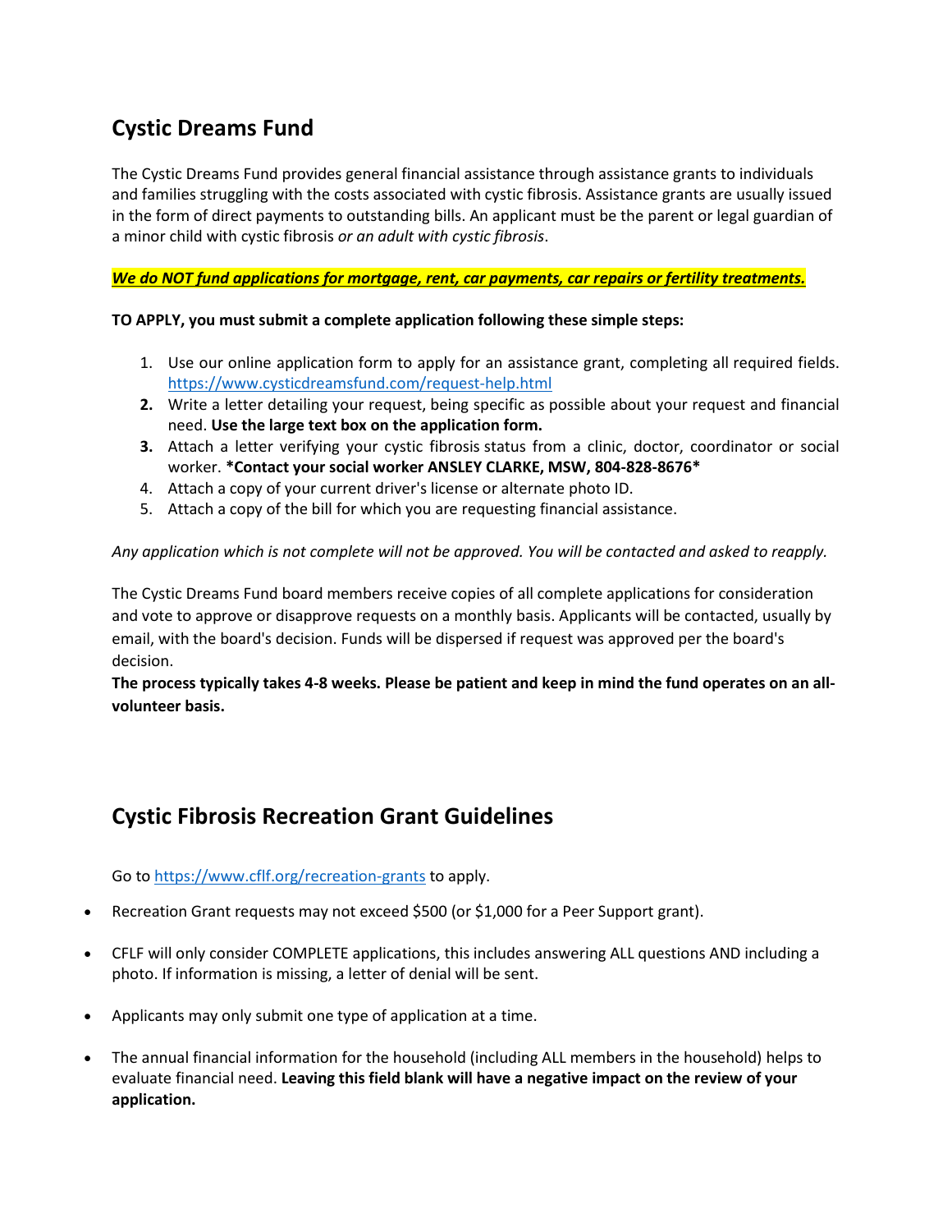## Cystic Dreams Fund

The Cystic Dreams Fund provides general financial assistance through assistance grants to individuals and families struggling with the costs associated with cystic fibrosis. Assistance grants are usually issued in the form of direct payments to outstanding bills. An applicant must be the parent or legal guardian of a minor child with cystic fibrosis *or an adult with cystic fibrosis*.

***We do NOT fund applications for mortgage, rent, car payments, car repairs or fertility treatments.***

**TO APPLY, you must submit a complete application following these simple steps:**

1. Use our online application form to apply for an assistance grant, completing all required fields. https://www.cysticdreamsfund.com/request-help.html
2. Write a letter detailing your request, being specific as possible about your request and financial need. **Use the large text box on the application form.**
3. Attach a letter verifying your cystic fibrosis status from a clinic, doctor, coordinator or social worker. ***Contact your social worker ANSLEY CLARKE, MSW, 804-828-8676***
4. Attach a copy of your current driver's license or alternate photo ID.
5. Attach a copy of the bill for which you are requesting financial assistance.

*Any application which is not complete will not be approved. You will be contacted and asked to reapply.*

The Cystic Dreams Fund board members receive copies of all complete applications for consideration and vote to approve or disapprove requests on a monthly basis. Applicants will be contacted, usually by email, with the board's decision. Funds will be dispersed if request was approved per the board's decision.

**The process typically takes 4-8 weeks. Please be patient and keep in mind the fund operates on an all-volunteer basis.**

## Cystic Fibrosis Recreation Grant Guidelines

Go to https://www.cflf.org/recreation-grants to apply.

- Recreation Grant requests may not exceed $500 (or $1,000 for a Peer Support grant).
- CFLF will only consider COMPLETE applications, this includes answering ALL questions AND including a photo. If information is missing, a letter of denial will be sent.
- Applicants may only submit one type of application at a time.
- The annual financial information for the household (including ALL members in the household) helps to evaluate financial need. **Leaving this field blank will have a negative impact on the review of your application.**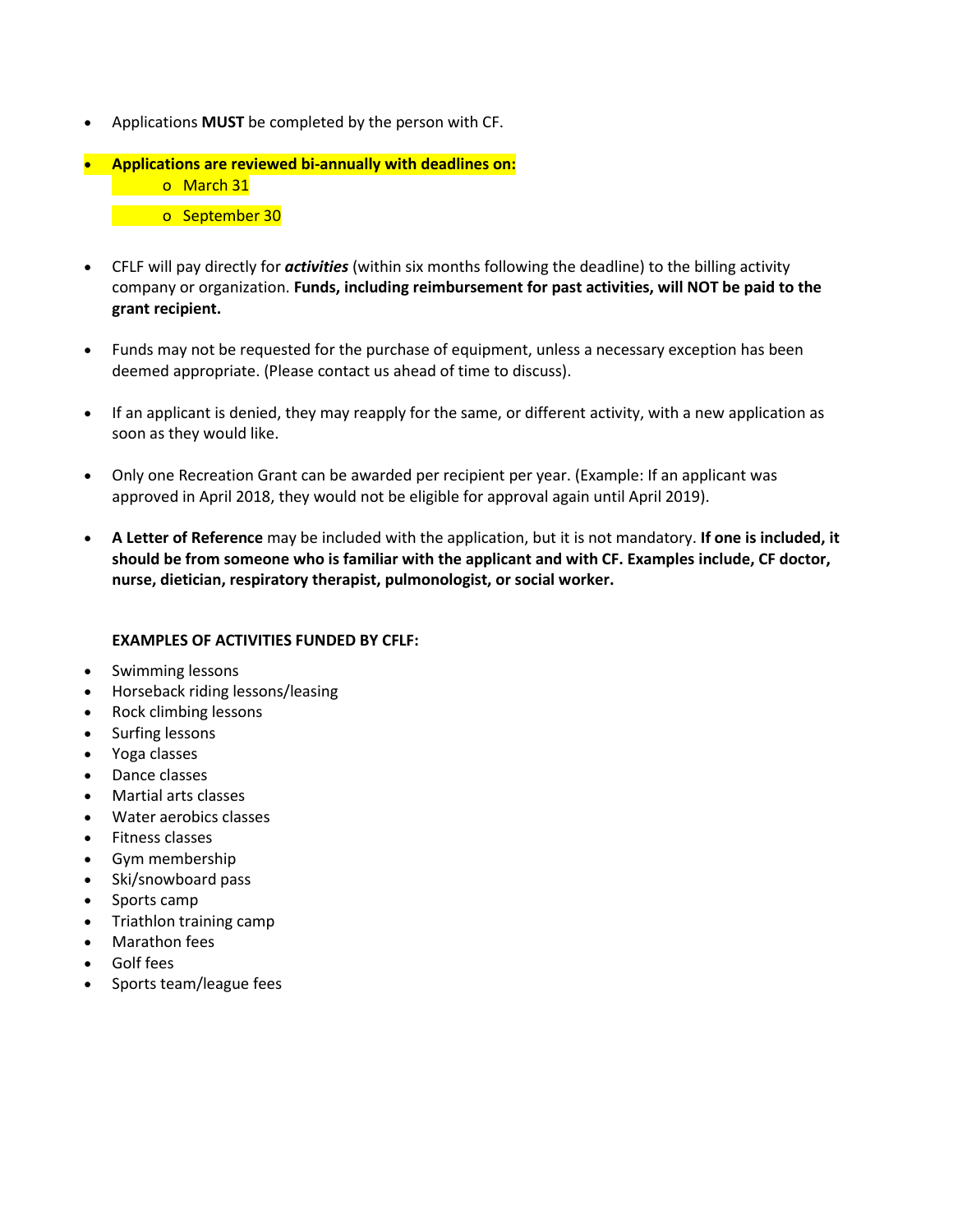- Applications **MUST** be completed by the person with CF.
- **Applications are reviewed bi-annually with deadlines on:**
  - March 31
  - September 30
- CFLF will pay directly for ***activities*** (within six months following the deadline) to the billing activity company or organization. **Funds, including reimbursement for past activities, will NOT be paid to the grant recipient.**
- Funds may not be requested for the purchase of equipment, unless a necessary exception has been deemed appropriate. (Please contact us ahead of time to discuss).
- If an applicant is denied, they may reapply for the same, or different activity, with a new application as soon as they would like.
- Only one Recreation Grant can be awarded per recipient per year. (Example: If an applicant was approved in April 2018, they would not be eligible for approval again until April 2019).
- **A Letter of Reference** may be included with the application, but it is not mandatory. **If one is included, it should be from someone who is familiar with the applicant and with CF. Examples include, CF doctor, nurse, dietician, respiratory therapist, pulmonologist, or social worker.**

**EXAMPLES OF ACTIVITIES FUNDED BY CFLF:**

- Swimming lessons
- Horseback riding lessons/leasing
- Rock climbing lessons
- Surfing lessons
- Yoga classes
- Dance classes
- Martial arts classes
- Water aerobics classes
- Fitness classes
- Gym membership
- Ski/snowboard pass
- Sports camp
- Triathlon training camp
- Marathon fees
- Golf fees
- Sports team/league fees